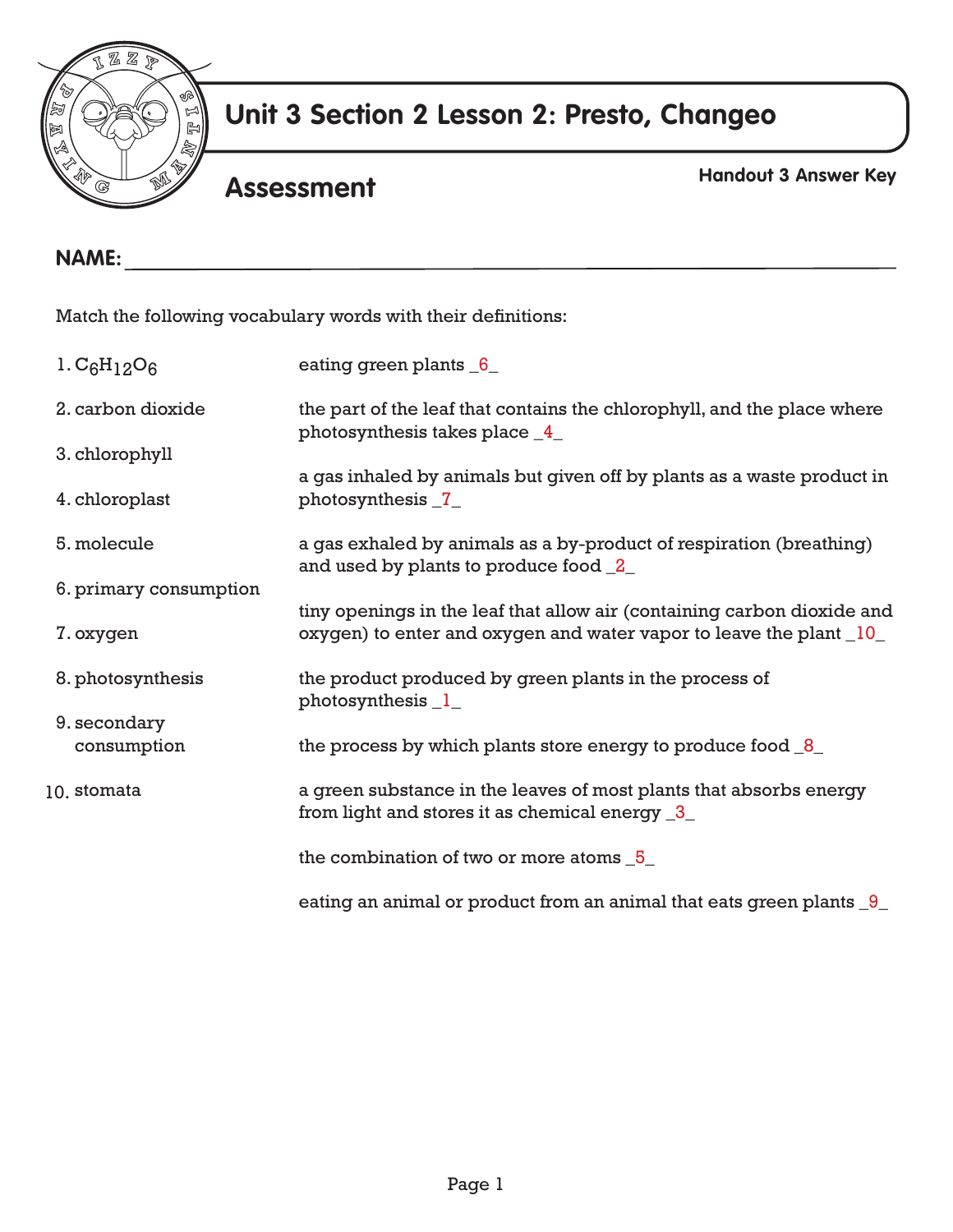# Unit 3 Section 2 Lesson 2: Presto, Changeo

## Assessment

**Handout 3 Answer Key**

**NAME:** ______________________________________________

Match the following vocabulary words with their definitions:

1. $C_6H_{12}O_6$
2. carbon dioxide
3. chlorophyll
4. chloroplast
5. molecule
6. primary consumption
7. oxygen
8. photosynthesis
9. secondary consumption
10. stomata

eating green plants _6_

the part of the leaf that contains the chlorophyll, and the place where photosynthesis takes place _4_

a gas inhaled by animals but given off by plants as a waste product in photosynthesis _7_

a gas exhaled by animals as a by-product of respiration (breathing) and used by plants to produce food _2_

tiny openings in the leaf that allow air (containing carbon dioxide and oxygen) to enter and oxygen and water vapor to leave the plant _10_

the product produced by green plants in the process of photosynthesis _1_

the process by which plants store energy to produce food _8_

a green substance in the leaves of most plants that absorbs energy from light and stores it as chemical energy _3_

the combination of two or more atoms _5_

eating an animal or product from an animal that eats green plants _9_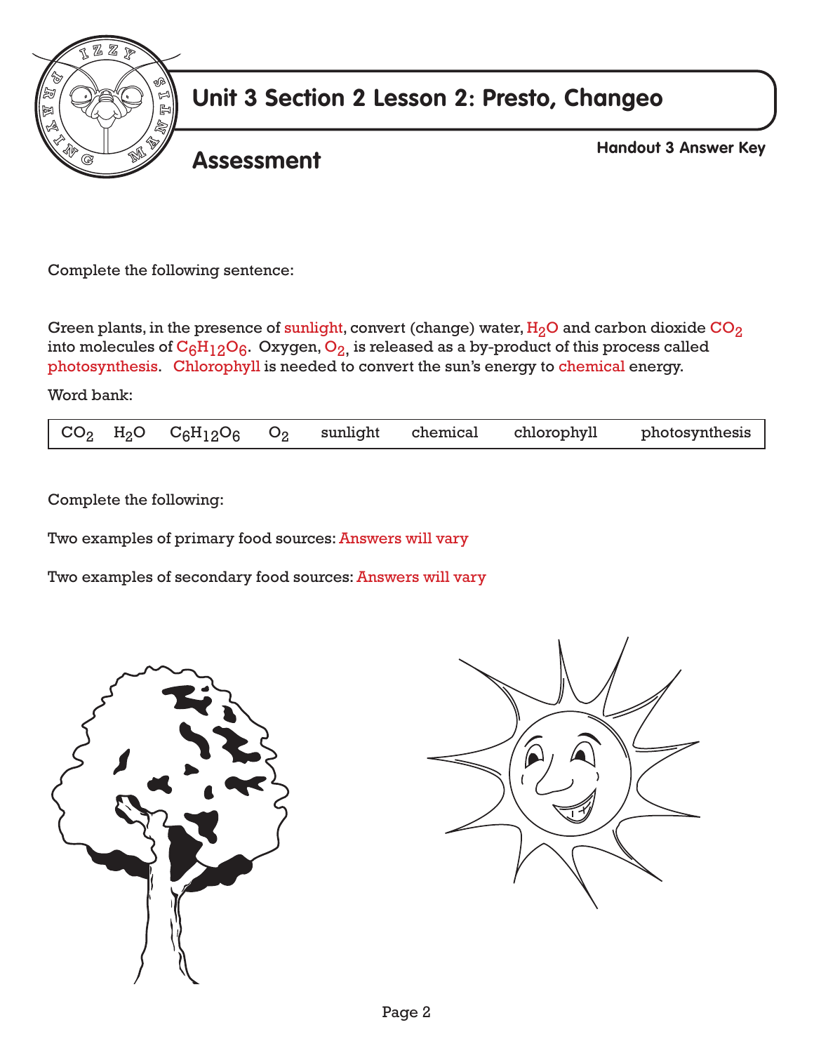# Unit 3 Section 2 Lesson 2: Presto, Changeo

## Assessment

**Handout 3 Answer Key**

Complete the following sentence:

Green plants, in the presence of sunlight, convert (change) water, $H_2O$ and carbon dioxide $CO_2$ into molecules of $C_6H_{12}O_6$. Oxygen, $O_2$, is released as a by-product of this process called photosynthesis. Chlorophyll is needed to convert the sun's energy to chemical energy.

Word bank:

| | | | | | | | |
|---|---|---|---|---|---|---|---|
| $CO_2$ | $H_2O$ | $C_6H_{12}O_6$ | $O_2$ | sunlight | chemical | chlorophyll | photosynthesis |

Complete the following:

Two examples of primary food sources: Answers will vary

Two examples of secondary food sources: Answers will vary